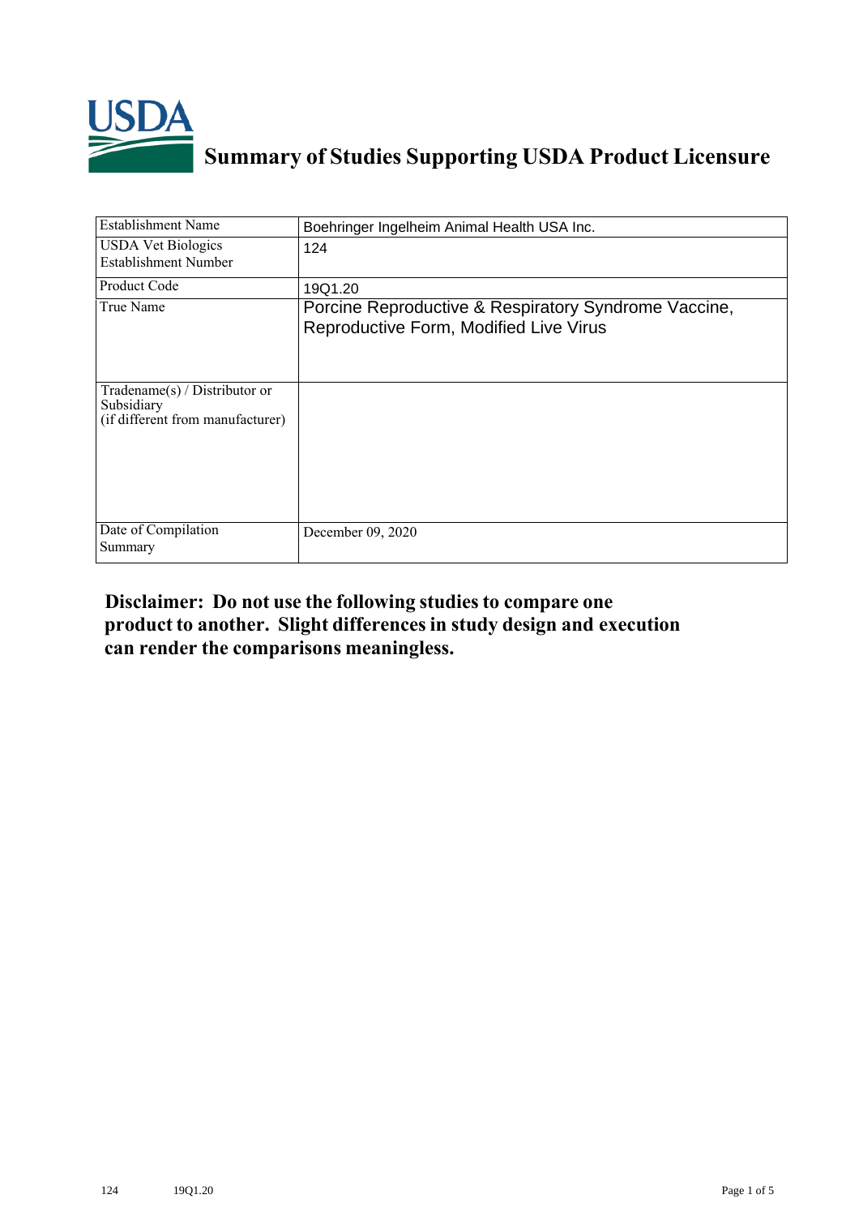# Summary of Studies Supporting USDA Product Licensure

| | |
|---|---|
| Establishment Name | Boehringer Ingelheim Animal Health USA Inc. |
| USDA Vet Biologics Establishment Number | 124 |
| Product Code | 19Q1.20 |
| True Name | Porcine Reproductive & Respiratory Syndrome Vaccine, Reproductive Form, Modified Live Virus |
| Tradename(s) / Distributor or Subsidiary (if different from manufacturer) | |
| Date of Compilation Summary | December 09, 2020 |

**Disclaimer: Do not use the following studies to compare one product to another. Slight differences in study design and execution can render the comparisons meaningless.**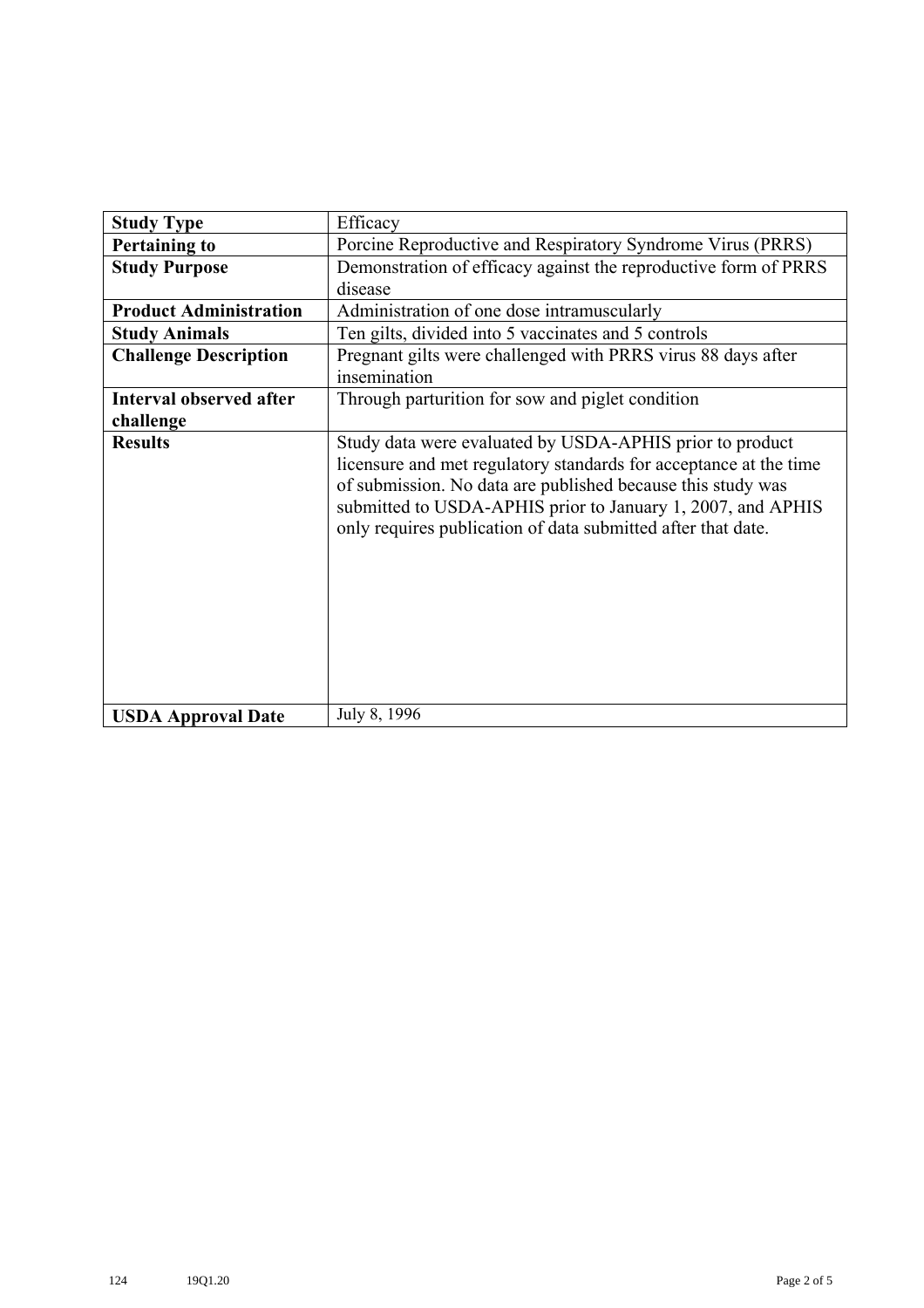| **Study Type** | Efficacy |
|---|---|
| **Pertaining to** | Porcine Reproductive and Respiratory Syndrome Virus (PRRS) |
| **Study Purpose** | Demonstration of efficacy against the reproductive form of PRRS disease |
| **Product Administration** | Administration of one dose intramuscularly |
| **Study Animals** | Ten gilts, divided into 5 vaccinates and 5 controls |
| **Challenge Description** | Pregnant gilts were challenged with PRRS virus 88 days after insemination |
| **Interval observed after challenge** | Through parturition for sow and piglet condition |
| **Results** | Study data were evaluated by USDA-APHIS prior to product licensure and met regulatory standards for acceptance at the time of submission. No data are published because this study was submitted to USDA-APHIS prior to January 1, 2007, and APHIS only requires publication of data submitted after that date. |
| **USDA Approval Date** | July 8, 1996 |

124 19Q1.20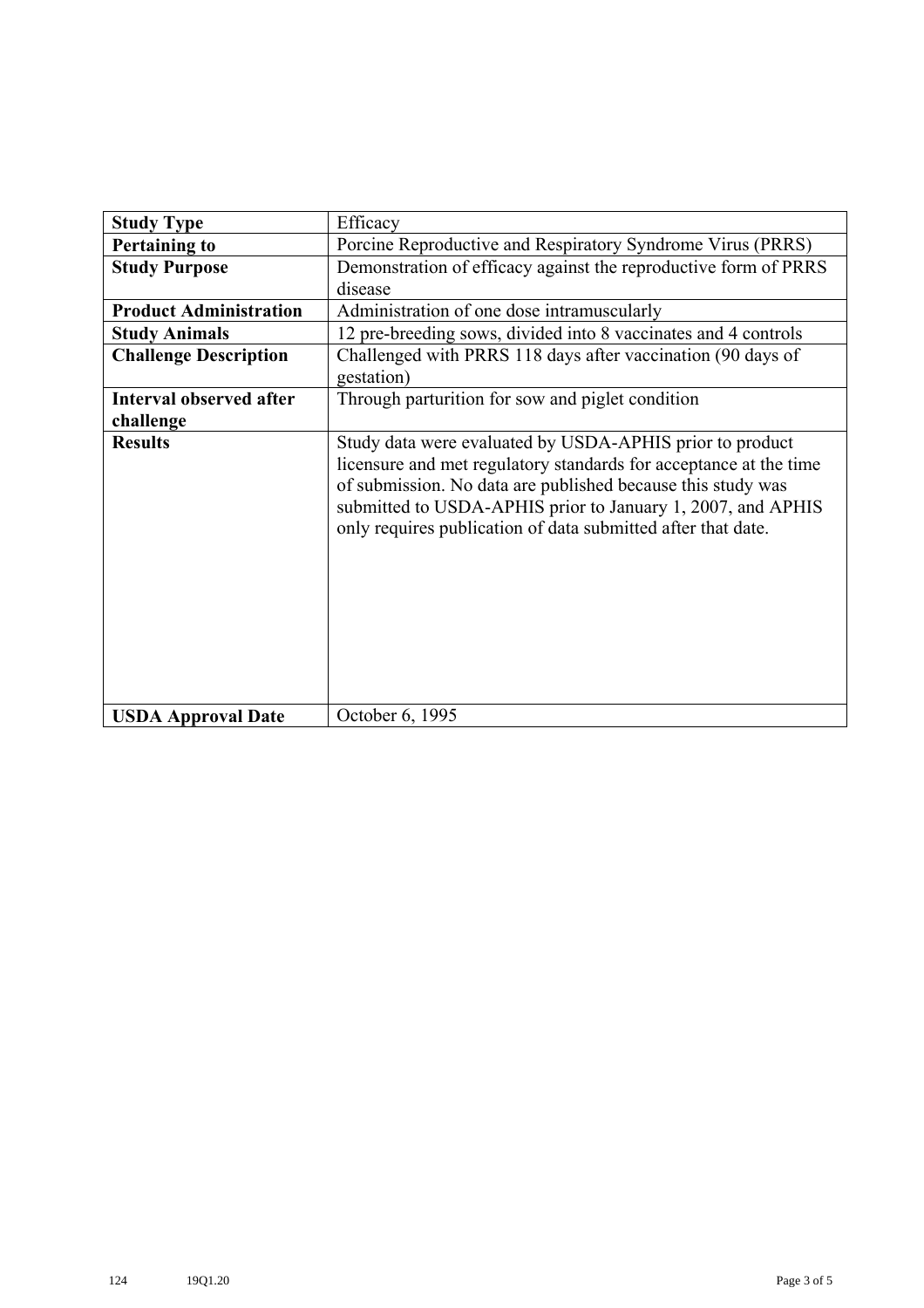| **Study Type** | Efficacy |
|---|---|
| **Pertaining to** | Porcine Reproductive and Respiratory Syndrome Virus (PRRS) |
| **Study Purpose** | Demonstration of efficacy against the reproductive form of PRRS disease |
| **Product Administration** | Administration of one dose intramuscularly |
| **Study Animals** | 12 pre-breeding sows, divided into 8 vaccinates and 4 controls |
| **Challenge Description** | Challenged with PRRS 118 days after vaccination (90 days of gestation) |
| **Interval observed after challenge** | Through parturition for sow and piglet condition |
| **Results** | Study data were evaluated by USDA-APHIS prior to product licensure and met regulatory standards for acceptance at the time of submission. No data are published because this study was submitted to USDA-APHIS prior to January 1, 2007, and APHIS only requires publication of data submitted after that date. |
| **USDA Approval Date** | October 6, 1995 |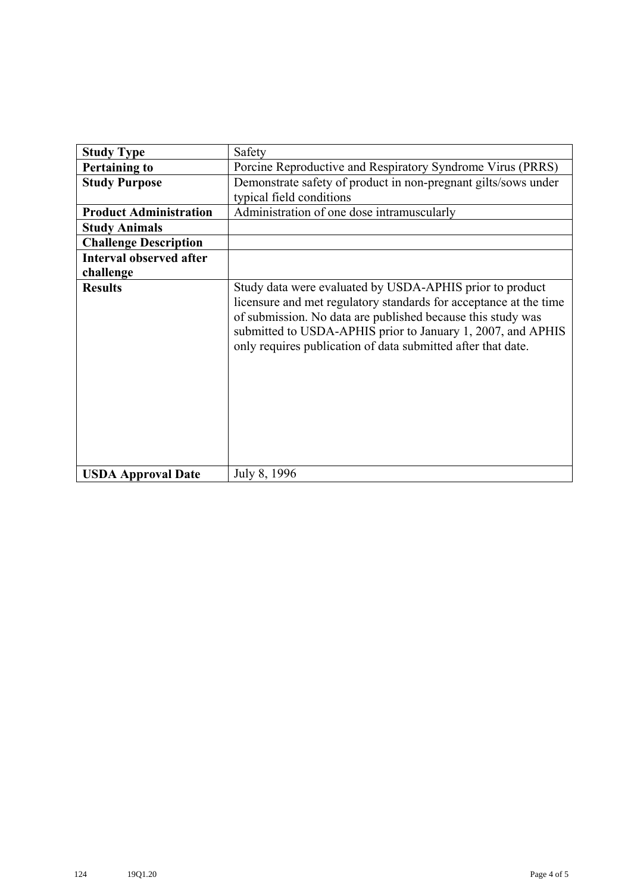| Study Type | Safety |
| --- | --- |
| **Pertaining to** | Porcine Reproductive and Respiratory Syndrome Virus (PRRS) |
| **Study Purpose** | Demonstrate safety of product in non-pregnant gilts/sows under typical field conditions |
| **Product Administration** | Administration of one dose intramuscularly |
| **Study Animals** | |
| **Challenge Description** | |
| **Interval observed after challenge** | |
| **Results** | Study data were evaluated by USDA-APHIS prior to product licensure and met regulatory standards for acceptance at the time of submission. No data are published because this study was submitted to USDA-APHIS prior to January 1, 2007, and APHIS only requires publication of data submitted after that date. |
| **USDA Approval Date** | July 8, 1996 |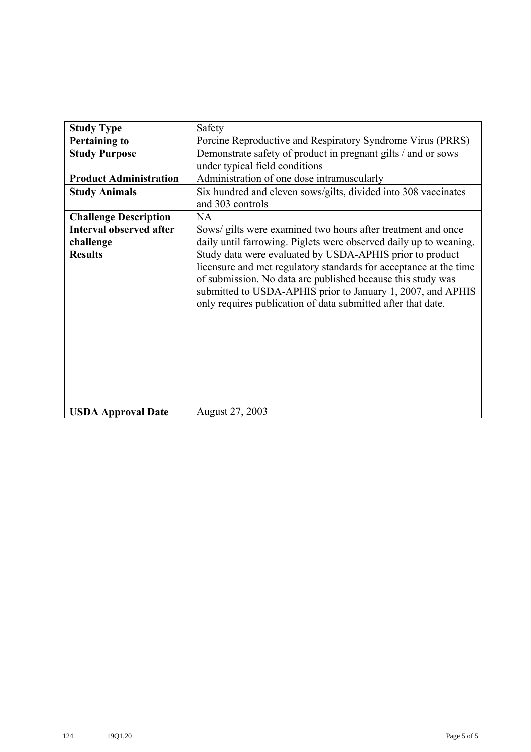| | |
|---|---|
| **Study Type** | Safety |
| **Pertaining to** | Porcine Reproductive and Respiratory Syndrome Virus (PRRS) |
| **Study Purpose** | Demonstrate safety of product in pregnant gilts / and or sows under typical field conditions |
| **Product Administration** | Administration of one dose intramuscularly |
| **Study Animals** | Six hundred and eleven sows/gilts, divided into 308 vaccinates and 303 controls |
| **Challenge Description** | NA |
| **Interval observed after challenge** | Sows/ gilts were examined two hours after treatment and once daily until farrowing. Piglets were observed daily up to weaning. |
| **Results** | Study data were evaluated by USDA-APHIS prior to product licensure and met regulatory standards for acceptance at the time of submission. No data are published because this study was submitted to USDA-APHIS prior to January 1, 2007, and APHIS only requires publication of data submitted after that date. |
| **USDA Approval Date** | August 27, 2003 |

124 19Q1.20